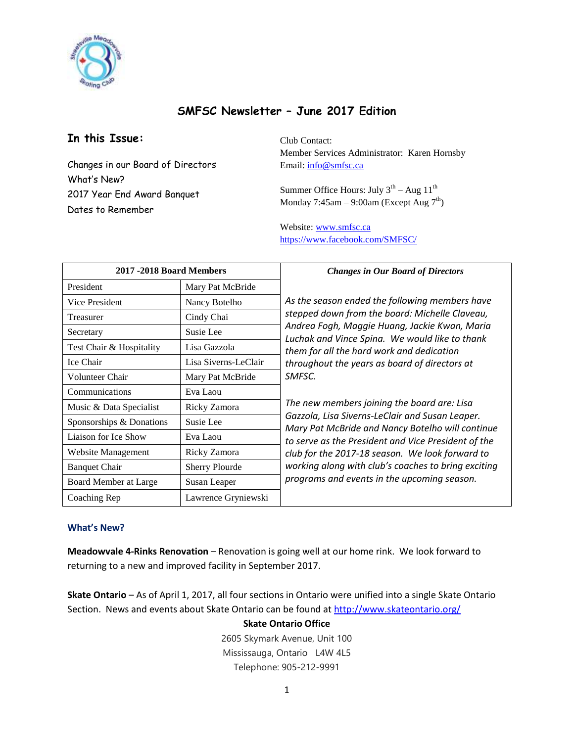# SMFSC Newsletter – June 2017 Edition

## In this Issue:

Changes in our Board of Directors
What's New?
2017 Year End Award Banquet
Dates to Remember

Club Contact:
Member Services Administrator: Karen Hornsby
Email: info@smfsc.ca

Summer Office Hours: July 3rd – Aug 11th
Monday 7:45am – 9:00am (Except Aug 7th)

Website: www.smfsc.ca
https://www.facebook.com/SMFSC/

| 2017 -2018 Board Members | |
|---|---|
| President | Mary Pat McBride |
| Vice President | Nancy Botelho |
| Treasurer | Cindy Chai |
| Secretary | Susie Lee |
| Test Chair & Hospitality | Lisa Gazzola |
| Ice Chair | Lisa Siverns-LeClair |
| Volunteer Chair | Mary Pat McBride |
| Communications | Eva Laou |
| Music & Data Specialist | Ricky Zamora |
| Sponsorships & Donations | Susie Lee |
| Liaison for Ice Show | Eva Laou |
| Website Management | Ricky Zamora |
| Banquet Chair | Sherry Plourde |
| Board Member at Large | Susan Leaper |
| Coaching Rep | Lawrence Gryniewski |

***Changes in Our Board of Directors***

*As the season ended the following members have stepped down from the board: Michelle Claveau, Andrea Fogh, Maggie Huang, Jackie Kwan, Maria Luchak and Vince Spina. We would like to thank them for all the hard work and dedication throughout the years as board of directors at SMFSC.*

*The new members joining the board are: Lisa Gazzola, Lisa Siverns-LeClair and Susan Leaper. Mary Pat McBride and Nancy Botelho will continue to serve as the President and Vice President of the club for the 2017-18 season. We look forward to working along with club's coaches to bring exciting programs and events in the upcoming season.*

## What's New?

**Meadowvale 4-Rinks Renovation** – Renovation is going well at our home rink. We look forward to returning to a new and improved facility in September 2017.

**Skate Ontario** – As of April 1, 2017, all four sections in Ontario were unified into a single Skate Ontario Section. News and events about Skate Ontario can be found at http://www.skateontario.org/

**Skate Ontario Office**
2605 Skymark Avenue, Unit 100
Mississauga, Ontario L4W 4L5
Telephone: 905-212-9991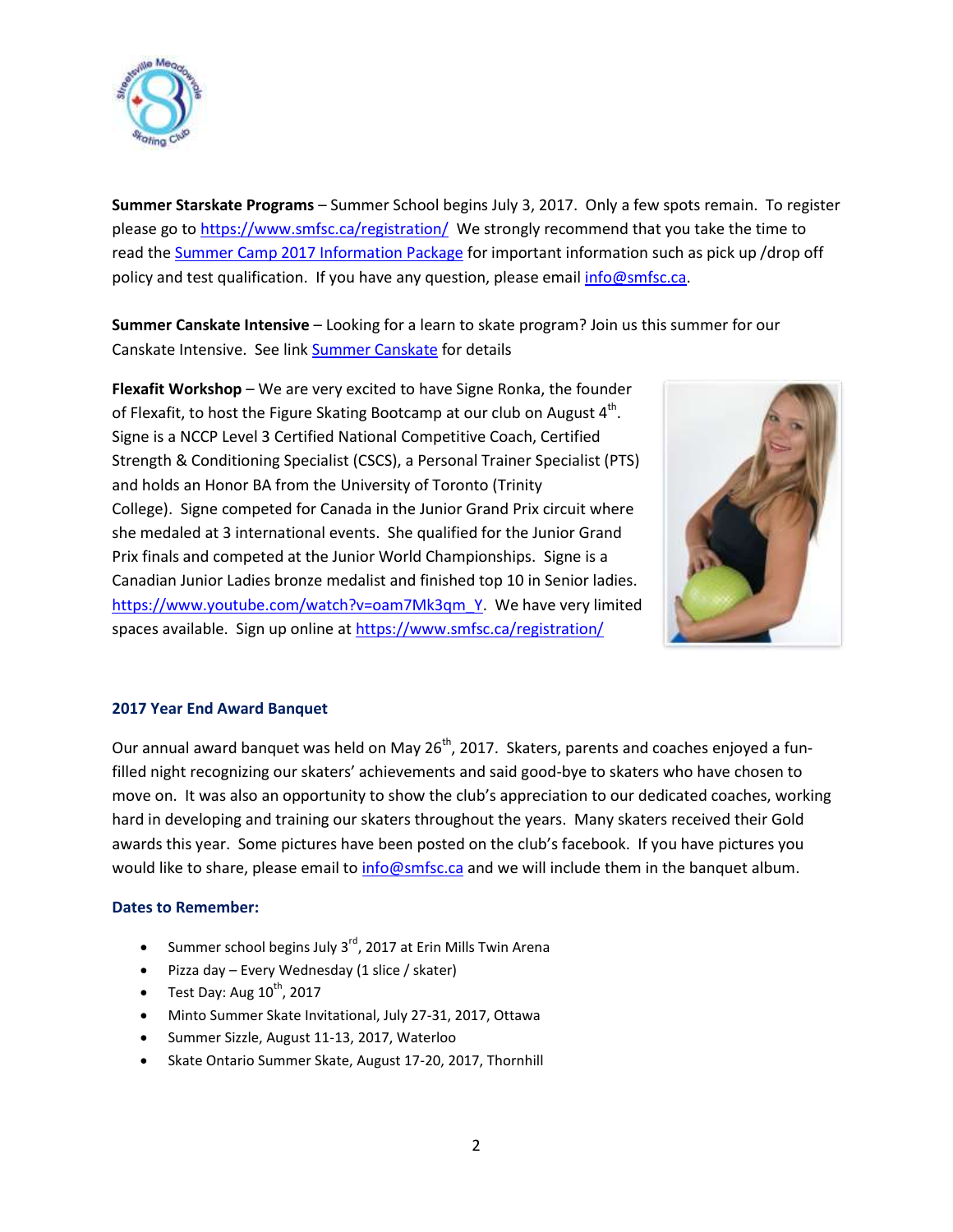**Summer Starskate Programs** – Summer School begins July 3, 2017. Only a few spots remain. To register please go to https://www.smfsc.ca/registration/ We strongly recommend that you take the time to read the Summer Camp 2017 Information Package for important information such as pick up /drop off policy and test qualification. If you have any question, please email info@smfsc.ca.

**Summer Canskate Intensive** – Looking for a learn to skate program? Join us this summer for our Canskate Intensive. See link Summer Canskate for details

**Flexafit Workshop** – We are very excited to have Signe Ronka, the founder of Flexafit, to host the Figure Skating Bootcamp at our club on August 4th. Signe is a NCCP Level 3 Certified National Competitive Coach, Certified Strength & Conditioning Specialist (CSCS), a Personal Trainer Specialist (PTS) and holds an Honor BA from the University of Toronto (Trinity College). Signe competed for Canada in the Junior Grand Prix circuit where she medaled at 3 international events. She qualified for the Junior Grand Prix finals and competed at the Junior World Championships. Signe is a Canadian Junior Ladies bronze medalist and finished top 10 in Senior ladies. https://www.youtube.com/watch?v=oam7Mk3qm_Y. We have very limited spaces available. Sign up online at https://www.smfsc.ca/registration/

### 2017 Year End Award Banquet

Our annual award banquet was held on May 26th, 2017. Skaters, parents and coaches enjoyed a fun-filled night recognizing our skaters' achievements and said good-bye to skaters who have chosen to move on. It was also an opportunity to show the club's appreciation to our dedicated coaches, working hard in developing and training our skaters throughout the years. Many skaters received their Gold awards this year. Some pictures have been posted on the club's facebook. If you have pictures you would like to share, please email to info@smfsc.ca and we will include them in the banquet album.

### Dates to Remember:

- Summer school begins July 3rd, 2017 at Erin Mills Twin Arena
- Pizza day – Every Wednesday (1 slice / skater)
- Test Day: Aug 10th, 2017
- Minto Summer Skate Invitational, July 27-31, 2017, Ottawa
- Summer Sizzle, August 11-13, 2017, Waterloo
- Skate Ontario Summer Skate, August 17-20, 2017, Thornhill